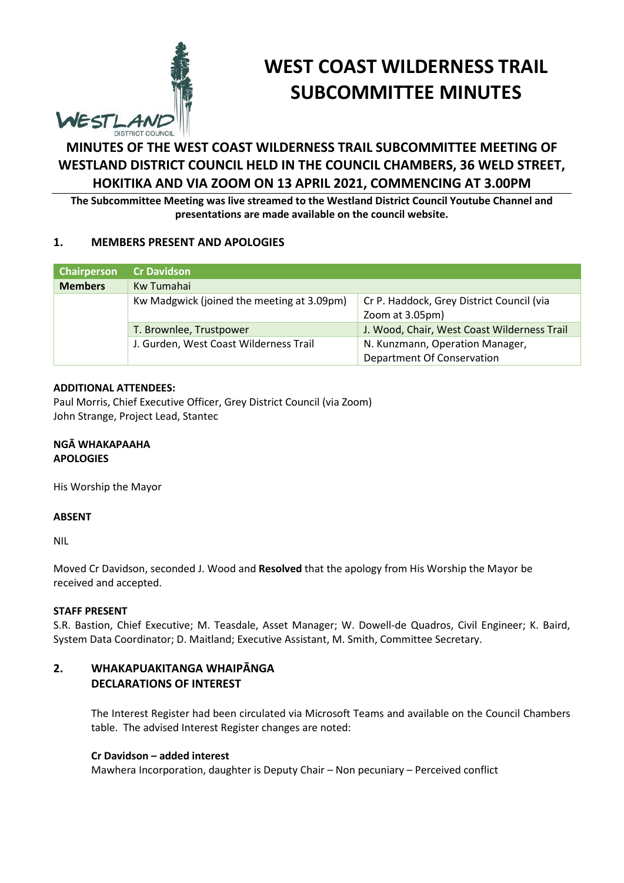# WEST COAST WILDERNESS TRAIL SUBCOMMITTEE MINUTES

## MINUTES OF THE WEST COAST WILDERNESS TRAIL SUBCOMMITTEE MEETING OF WESTLAND DISTRICT COUNCIL HELD IN THE COUNCIL CHAMBERS, 36 WELD STREET, HOKITIKA AND VIA ZOOM ON 13 APRIL 2021, COMMENCING AT 3.00PM

**The Subcommittee Meeting was live streamed to the Westland District Council Youtube Channel and presentations are made available on the council website.**

### 1. MEMBERS PRESENT AND APOLOGIES

| Chairperson | Cr Davidson | |
|---|---|---|
| **Members** | Kw Tumahai | |
| | Kw Madgwick (joined the meeting at 3.09pm) | Cr P. Haddock, Grey District Council (via Zoom at 3.05pm) |
| | T. Brownlee, Trustpower | J. Wood, Chair, West Coast Wilderness Trail |
| | J. Gurden, West Coast Wilderness Trail | N. Kunzmann, Operation Manager, Department Of Conservation |

**ADDITIONAL ATTENDEES:**
Paul Morris, Chief Executive Officer, Grey District Council (via Zoom)
John Strange, Project Lead, Stantec

**NGĀ WHAKAPAAHA**
**APOLOGIES**

His Worship the Mayor

**ABSENT**

NIL

Moved Cr Davidson, seconded J. Wood and **Resolved** that the apology from His Worship the Mayor be received and accepted.

**STAFF PRESENT**
S.R. Bastion, Chief Executive; M. Teasdale, Asset Manager; W. Dowell-de Quadros, Civil Engineer; K. Baird, System Data Coordinator; D. Maitland; Executive Assistant, M. Smith, Committee Secretary.

### 2. WHAKAPUAKITANGA WHAIPĀNGA DECLARATIONS OF INTEREST

The Interest Register had been circulated via Microsoft Teams and available on the Council Chambers table. The advised Interest Register changes are noted:

**Cr Davidson – added interest**
Mawhera Incorporation, daughter is Deputy Chair – Non pecuniary – Perceived conflict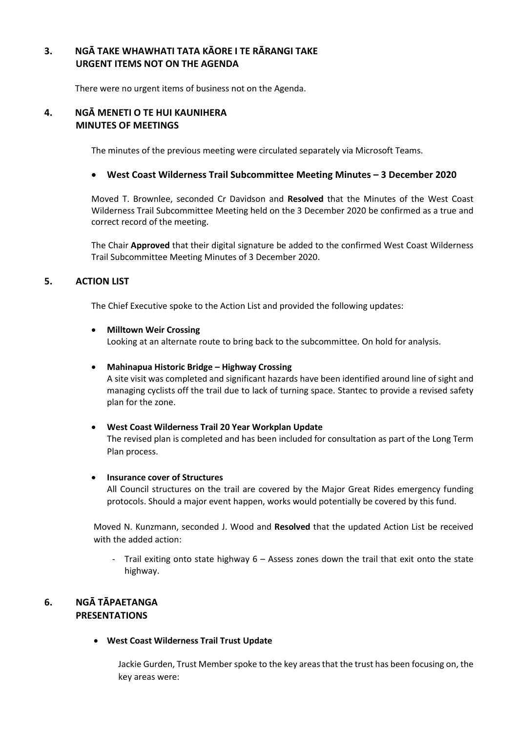## 3. NGĀ TAKE WHAWHATI TATA KĀORE I TE RĀRANGI TAKE URGENT ITEMS NOT ON THE AGENDA

There were no urgent items of business not on the Agenda.

## 4. NGĀ MENETI O TE HUI KAUNIHERA MINUTES OF MEETINGS

The minutes of the previous meeting were circulated separately via Microsoft Teams.

- **West Coast Wilderness Trail Subcommittee Meeting Minutes – 3 December 2020**

Moved T. Brownlee, seconded Cr Davidson and **Resolved** that the Minutes of the West Coast Wilderness Trail Subcommittee Meeting held on the 3 December 2020 be confirmed as a true and correct record of the meeting.

The Chair **Approved** that their digital signature be added to the confirmed West Coast Wilderness Trail Subcommittee Meeting Minutes of 3 December 2020.

## 5. ACTION LIST

The Chief Executive spoke to the Action List and provided the following updates:

- **Milltown Weir Crossing**
  Looking at an alternate route to bring back to the subcommittee. On hold for analysis.

- **Mahinapua Historic Bridge – Highway Crossing**
  A site visit was completed and significant hazards have been identified around line of sight and managing cyclists off the trail due to lack of turning space. Stantec to provide a revised safety plan for the zone.

- **West Coast Wilderness Trail 20 Year Workplan Update**
  The revised plan is completed and has been included for consultation as part of the Long Term Plan process.

- **Insurance cover of Structures**
  All Council structures on the trail are covered by the Major Great Rides emergency funding protocols. Should a major event happen, works would potentially be covered by this fund.

Moved N. Kunzmann, seconded J. Wood and **Resolved** that the updated Action List be received with the added action:

- Trail exiting onto state highway 6 – Assess zones down the trail that exit onto the state highway.

## 6. NGĀ TĀPAETANGA PRESENTATIONS

- **West Coast Wilderness Trail Trust Update**

  Jackie Gurden, Trust Member spoke to the key areas that the trust has been focusing on, the key areas were: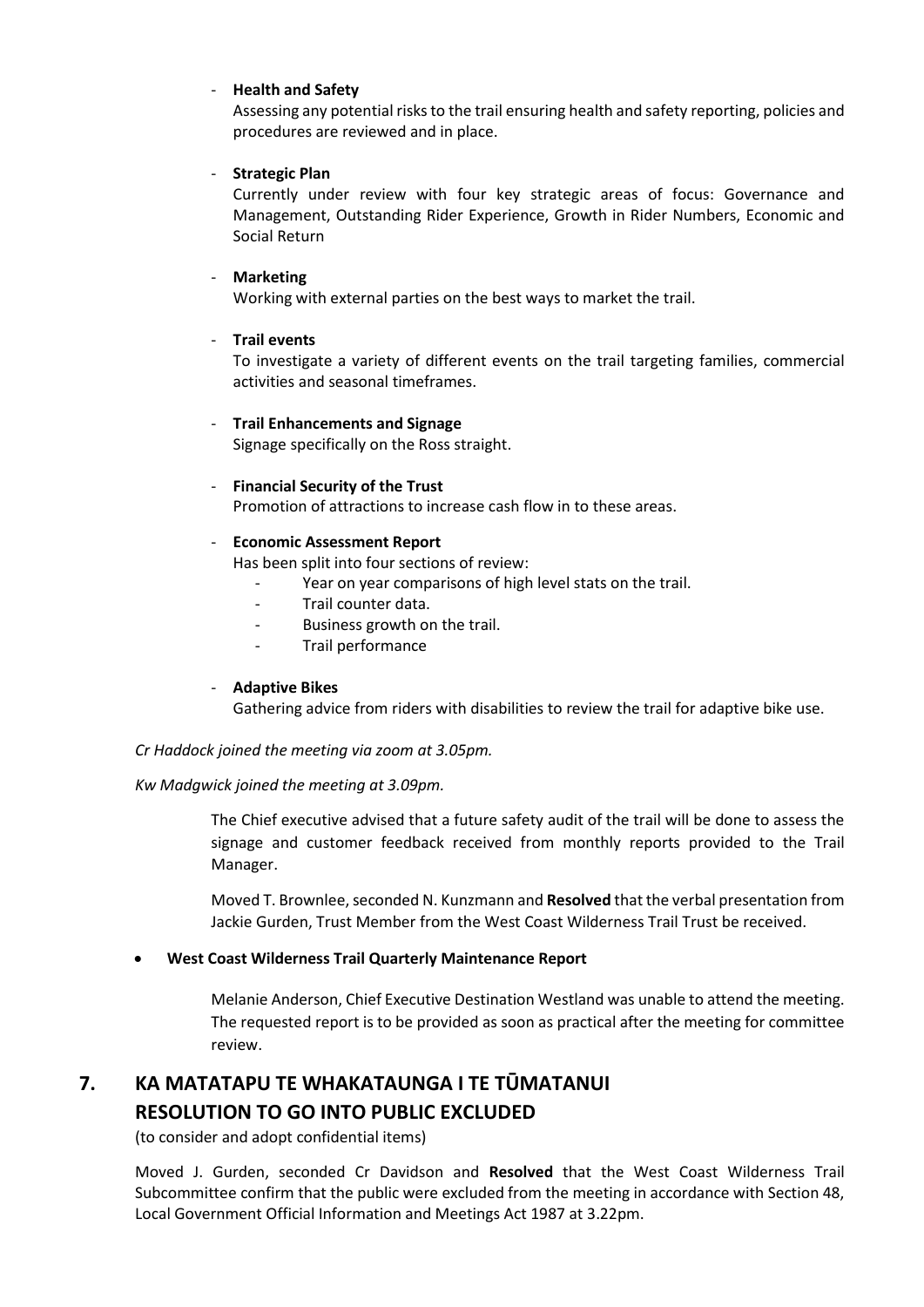- **Health and Safety**
  Assessing any potential risks to the trail ensuring health and safety reporting, policies and procedures are reviewed and in place.

- **Strategic Plan**
  Currently under review with four key strategic areas of focus: Governance and Management, Outstanding Rider Experience, Growth in Rider Numbers, Economic and Social Return

- **Marketing**
  Working with external parties on the best ways to market the trail.

- **Trail events**
  To investigate a variety of different events on the trail targeting families, commercial activities and seasonal timeframes.

- **Trail Enhancements and Signage**
  Signage specifically on the Ross straight.

- **Financial Security of the Trust**
  Promotion of attractions to increase cash flow in to these areas.

- **Economic Assessment Report**
  Has been split into four sections of review:
  - Year on year comparisons of high level stats on the trail.
  - Trail counter data.
  - Business growth on the trail.
  - Trail performance

- **Adaptive Bikes**
  Gathering advice from riders with disabilities to review the trail for adaptive bike use.

*Cr Haddock joined the meeting via zoom at 3.05pm.*

*Kw Madgwick joined the meeting at 3.09pm.*

The Chief executive advised that a future safety audit of the trail will be done to assess the signage and customer feedback received from monthly reports provided to the Trail Manager.

Moved T. Brownlee, seconded N. Kunzmann and **Resolved** that the verbal presentation from Jackie Gurden, Trust Member from the West Coast Wilderness Trail Trust be received.

- **West Coast Wilderness Trail Quarterly Maintenance Report**

Melanie Anderson, Chief Executive Destination Westland was unable to attend the meeting. The requested report is to be provided as soon as practical after the meeting for committee review.

## 7. KA MATATAPU TE WHAKATAUNGA I TE TŪMATANUI RESOLUTION TO GO INTO PUBLIC EXCLUDED

(to consider and adopt confidential items)

Moved J. Gurden, seconded Cr Davidson and **Resolved** that the West Coast Wilderness Trail Subcommittee confirm that the public were excluded from the meeting in accordance with Section 48, Local Government Official Information and Meetings Act 1987 at 3.22pm.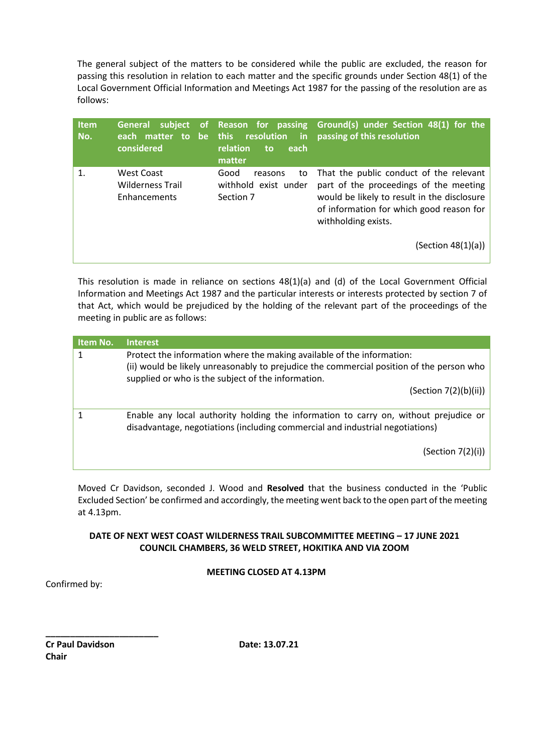The general subject of the matters to be considered while the public are excluded, the reason for passing this resolution in relation to each matter and the specific grounds under Section 48(1) of the Local Government Official Information and Meetings Act 1987 for the passing of the resolution are as follows:

| Item No. | General subject of each matter to be considered | Reason for passing this resolution in relation to each matter | Ground(s) under Section 48(1) for the passing of this resolution |
|---|---|---|---|
| 1. | West Coast Wilderness Trail Enhancements | Good reasons to withhold exist under Section 7 | That the public conduct of the relevant part of the proceedings of the meeting would be likely to result in the disclosure of information for which good reason for withholding exists.<br><br>(Section 48(1)(a)) |

This resolution is made in reliance on sections 48(1)(a) and (d) of the Local Government Official Information and Meetings Act 1987 and the particular interests or interests protected by section 7 of that Act, which would be prejudiced by the holding of the relevant part of the proceedings of the meeting in public are as follows:

| Item No. | Interest |
|---|---|
| 1 | Protect the information where the making available of the information:<br>(ii) would be likely unreasonably to prejudice the commercial position of the person who supplied or who is the subject of the information.<br><br>(Section 7(2)(b)(ii)) |
| 1 | Enable any local authority holding the information to carry on, without prejudice or disadvantage, negotiations (including commercial and industrial negotiations)<br><br>(Section 7(2)(i)) |

Moved Cr Davidson, seconded J. Wood and **Resolved** that the business conducted in the 'Public Excluded Section' be confirmed and accordingly, the meeting went back to the open part of the meeting at 4.13pm.

**DATE OF NEXT WEST COAST WILDERNESS TRAIL SUBCOMMITTEE MEETING – 17 JUNE 2021**
**COUNCIL CHAMBERS, 36 WELD STREET, HOKITIKA AND VIA ZOOM**

**MEETING CLOSED AT 4.13PM**

Confirmed by:

\_\_\_\_\_\_\_\_\_\_\_\_\_\_\_\_\_\_\_\_\_\_\_\_

**Cr Paul Davidson**
**Chair**

**Date: 13.07.21**